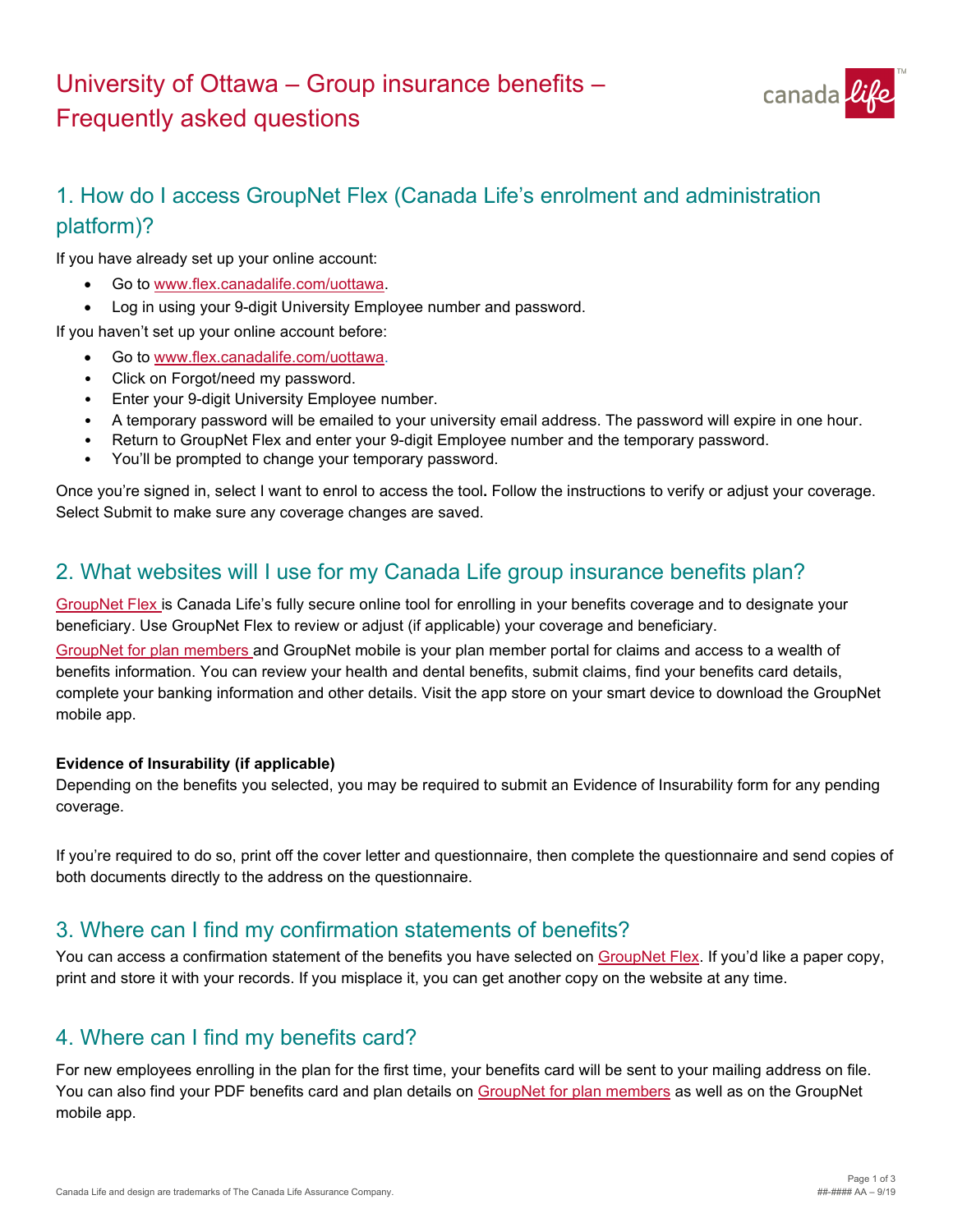# University of Ottawa – Group insurance benefits – Frequently asked questions

## 1. How do I access GroupNet Flex (Canada Life's enrolment and administration platform)?

If you have already set up your online account:

- Go to www.flex.canadalife.com/uottawa.
- Log in using your 9-digit University Employee number and password.

If you haven't set up your online account before:

- Go to www.flex.canadalife.com/uottawa.
- Click on Forgot/need my password.
- Enter your 9-digit University Employee number.
- A temporary password will be emailed to your university email address. The password will expire in one hour.
- Return to GroupNet Flex and enter your 9-digit Employee number and the temporary password.
- You'll be prompted to change your temporary password.

Once you're signed in, select I want to enrol to access the tool**.** Follow the instructions to verify or adjust your coverage. Select Submit to make sure any coverage changes are saved.

## 2. What websites will I use for my Canada Life group insurance benefits plan?

GroupNet Flex is Canada Life's fully secure online tool for enrolling in your benefits coverage and to designate your beneficiary. Use GroupNet Flex to review or adjust (if applicable) your coverage and beneficiary.

GroupNet for plan members and GroupNet mobile is your plan member portal for claims and access to a wealth of benefits information. You can review your health and dental benefits, submit claims, find your benefits card details, complete your banking information and other details. Visit the app store on your smart device to download the GroupNet mobile app.

**Evidence of Insurability (if applicable)**

Depending on the benefits you selected, you may be required to submit an Evidence of Insurability form for any pending coverage.

If you're required to do so, print off the cover letter and questionnaire, then complete the questionnaire and send copies of both documents directly to the address on the questionnaire.

## 3. Where can I find my confirmation statements of benefits?

You can access a confirmation statement of the benefits you have selected on GroupNet Flex. If you'd like a paper copy, print and store it with your records. If you misplace it, you can get another copy on the website at any time.

## 4. Where can I find my benefits card?

For new employees enrolling in the plan for the first time, your benefits card will be sent to your mailing address on file. You can also find your PDF benefits card and plan details on GroupNet for plan members as well as on the GroupNet mobile app.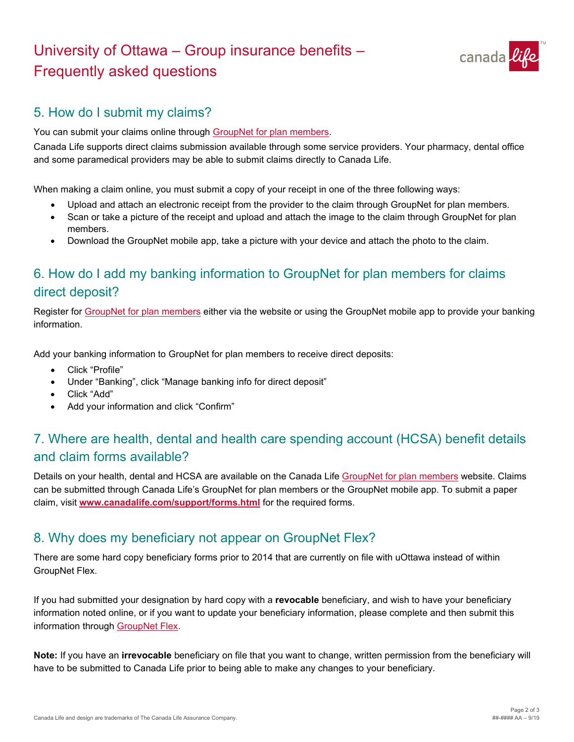# University of Ottawa – Group insurance benefits – Frequently asked questions

## 5. How do I submit my claims?

You can submit your claims online through GroupNet for plan members.

Canada Life supports direct claims submission available through some service providers. Your pharmacy, dental office and some paramedical providers may be able to submit claims directly to Canada Life.

When making a claim online, you must submit a copy of your receipt in one of the three following ways:

- Upload and attach an electronic receipt from the provider to the claim through GroupNet for plan members.
- Scan or take a picture of the receipt and upload and attach the image to the claim through GroupNet for plan members.
- Download the GroupNet mobile app, take a picture with your device and attach the photo to the claim.

## 6. How do I add my banking information to GroupNet for plan members for claims direct deposit?

Register for GroupNet for plan members either via the website or using the GroupNet mobile app to provide your banking information.

Add your banking information to GroupNet for plan members to receive direct deposits:

- Click “Profile”
- Under “Banking”, click “Manage banking info for direct deposit”
- Click “Add”
- Add your information and click “Confirm”

## 7. Where are health, dental and health care spending account (HCSA) benefit details and claim forms available?

Details on your health, dental and HCSA are available on the Canada Life GroupNet for plan members website. Claims can be submitted through Canada Life’s GroupNet for plan members or the GroupNet mobile app. To submit a paper claim, visit **www.canadalife.com/support/forms.html** for the required forms.

## 8. Why does my beneficiary not appear on GroupNet Flex?

There are some hard copy beneficiary forms prior to 2014 that are currently on file with uOttawa instead of within GroupNet Flex.

If you had submitted your designation by hard copy with a **revocable** beneficiary, and wish to have your beneficiary information noted online, or if you want to update your beneficiary information, please complete and then submit this information through GroupNet Flex.

**Note:** If you have an **irrevocable** beneficiary on file that you want to change, written permission from the beneficiary will have to be submitted to Canada Life prior to being able to make any changes to your beneficiary.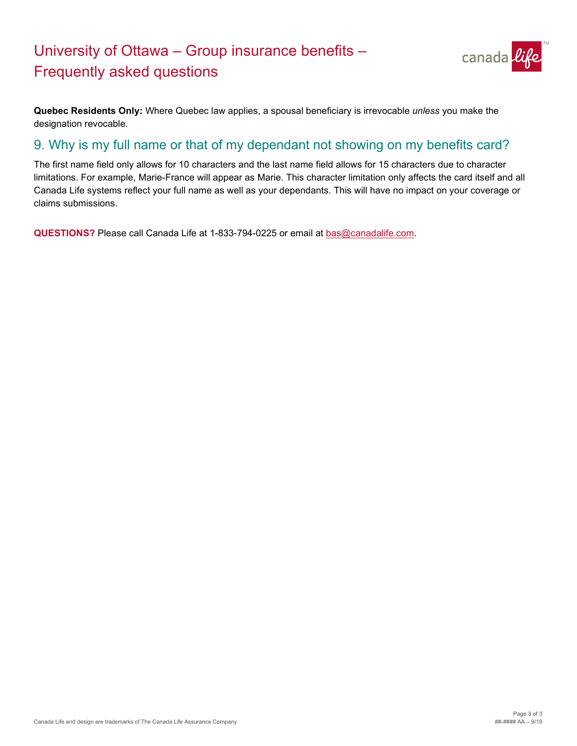**Quebec Residents Only:** Where Quebec law applies, a spousal beneficiary is irrevocable *unless* you make the designation revocable.

## 9. Why is my full name or that of my dependant not showing on my benefits card?

The first name field only allows for 10 characters and the last name field allows for 15 characters due to character limitations. For example, Marie-France will appear as Marie. This character limitation only affects the card itself and all Canada Life systems reflect your full name as well as your dependants. This will have no impact on your coverage or claims submissions.

**QUESTIONS?** Please call Canada Life at 1-833-794-0225 or email at bas@canadalife.com.

Canada Life and design are trademarks of The Canada Life Assurance Company.

##-#### AA – 9/19